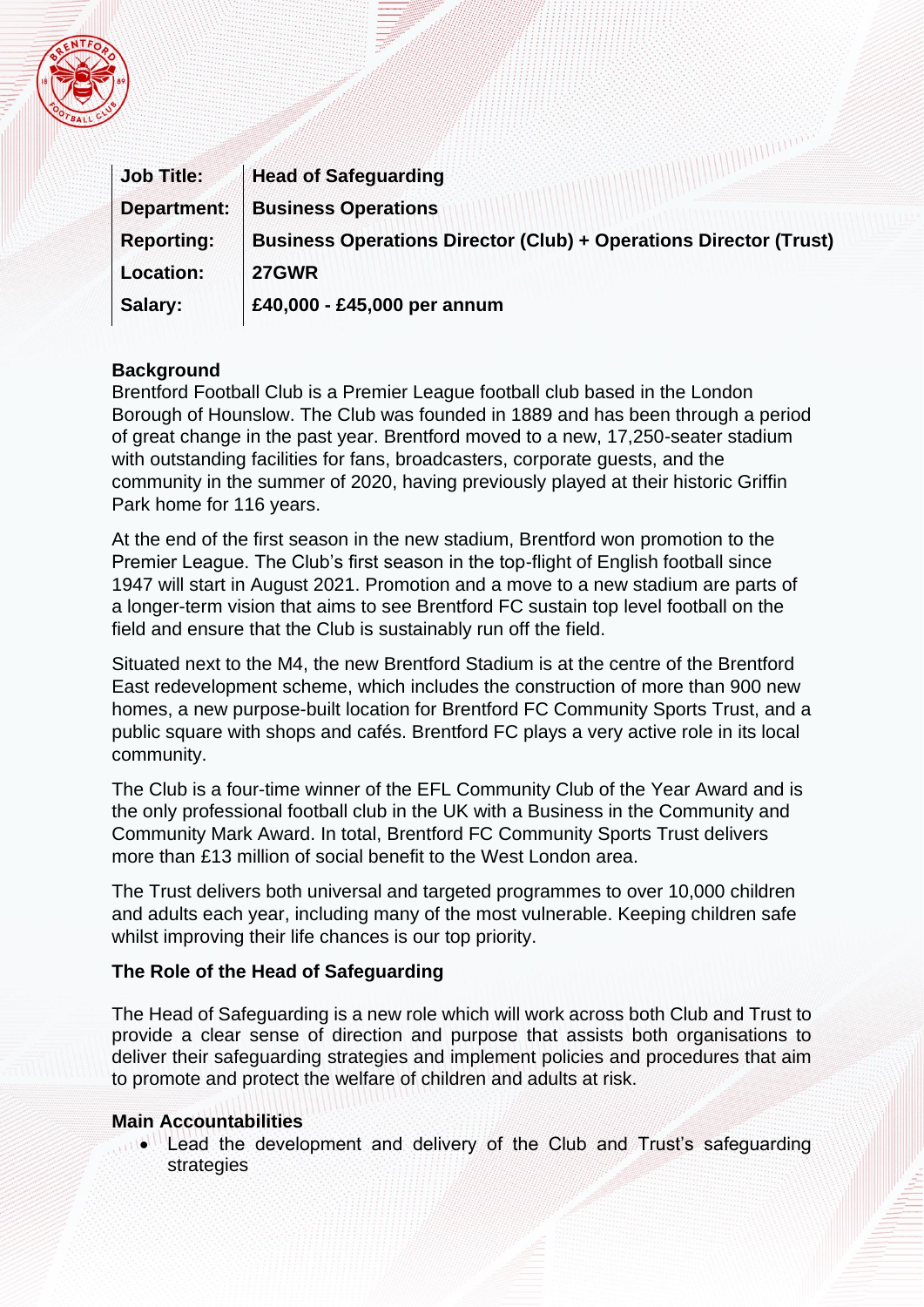| Job Title: | Head of Safeguarding |
|---|---|
| Department: | Business Operations |
| Reporting: | Business Operations Director (Club) + Operations Director (Trust) |
| Location: | 27GWR |
| Salary: | £40,000 - £45,000 per annum |

**Background**

Brentford Football Club is a Premier League football club based in the London Borough of Hounslow. The Club was founded in 1889 and has been through a period of great change in the past year. Brentford moved to a new, 17,250-seater stadium with outstanding facilities for fans, broadcasters, corporate guests, and the community in the summer of 2020, having previously played at their historic Griffin Park home for 116 years.

At the end of the first season in the new stadium, Brentford won promotion to the Premier League. The Club's first season in the top-flight of English football since 1947 will start in August 2021. Promotion and a move to a new stadium are parts of a longer-term vision that aims to see Brentford FC sustain top level football on the field and ensure that the Club is sustainably run off the field.

Situated next to the M4, the new Brentford Stadium is at the centre of the Brentford East redevelopment scheme, which includes the construction of more than 900 new homes, a new purpose-built location for Brentford FC Community Sports Trust, and a public square with shops and cafés. Brentford FC plays a very active role in its local community.

The Club is a four-time winner of the EFL Community Club of the Year Award and is the only professional football club in the UK with a Business in the Community and Community Mark Award. In total, Brentford FC Community Sports Trust delivers more than £13 million of social benefit to the West London area.

The Trust delivers both universal and targeted programmes to over 10,000 children and adults each year, including many of the most vulnerable. Keeping children safe whilst improving their life chances is our top priority.

**The Role of the Head of Safeguarding**

The Head of Safeguarding is a new role which will work across both Club and Trust to provide a clear sense of direction and purpose that assists both organisations to deliver their safeguarding strategies and implement policies and procedures that aim to promote and protect the welfare of children and adults at risk.

**Main Accountabilities**

- Lead the development and delivery of the Club and Trust's safeguarding strategies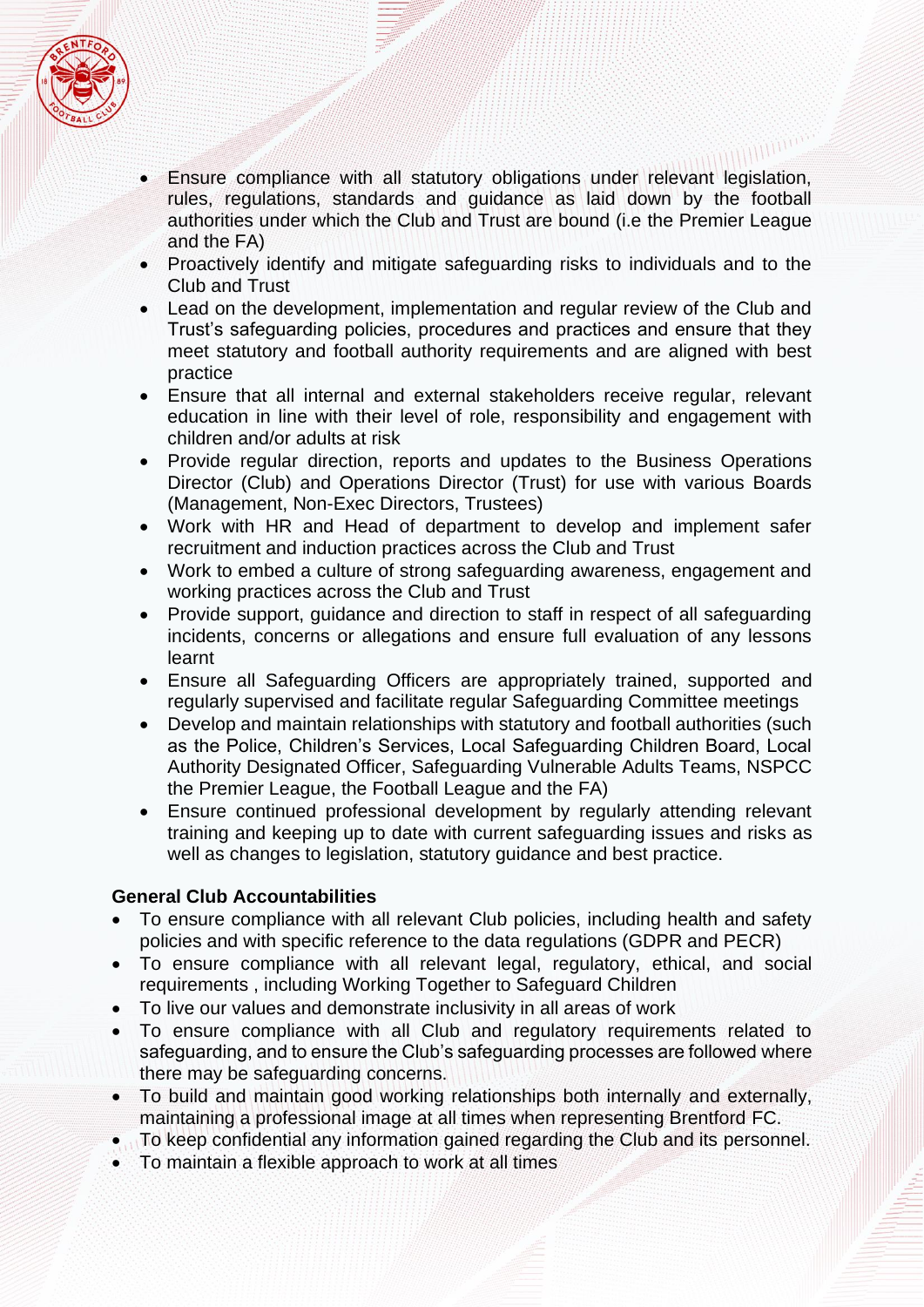- Ensure compliance with all statutory obligations under relevant legislation, rules, regulations, standards and guidance as laid down by the football authorities under which the Club and Trust are bound (i.e the Premier League and the FA)
- Proactively identify and mitigate safeguarding risks to individuals and to the Club and Trust
- Lead on the development, implementation and regular review of the Club and Trust's safeguarding policies, procedures and practices and ensure that they meet statutory and football authority requirements and are aligned with best practice
- Ensure that all internal and external stakeholders receive regular, relevant education in line with their level of role, responsibility and engagement with children and/or adults at risk
- Provide regular direction, reports and updates to the Business Operations Director (Club) and Operations Director (Trust) for use with various Boards (Management, Non-Exec Directors, Trustees)
- Work with HR and Head of department to develop and implement safer recruitment and induction practices across the Club and Trust
- Work to embed a culture of strong safeguarding awareness, engagement and working practices across the Club and Trust
- Provide support, guidance and direction to staff in respect of all safeguarding incidents, concerns or allegations and ensure full evaluation of any lessons learnt
- Ensure all Safeguarding Officers are appropriately trained, supported and regularly supervised and facilitate regular Safeguarding Committee meetings
- Develop and maintain relationships with statutory and football authorities (such as the Police, Children's Services, Local Safeguarding Children Board, Local Authority Designated Officer, Safeguarding Vulnerable Adults Teams, NSPCC the Premier League, the Football League and the FA)
- Ensure continued professional development by regularly attending relevant training and keeping up to date with current safeguarding issues and risks as well as changes to legislation, statutory guidance and best practice.

**General Club Accountabilities**

- To ensure compliance with all relevant Club policies, including health and safety policies and with specific reference to the data regulations (GDPR and PECR)
- To ensure compliance with all relevant legal, regulatory, ethical, and social requirements , including Working Together to Safeguard Children
- To live our values and demonstrate inclusivity in all areas of work
- To ensure compliance with all Club and regulatory requirements related to safeguarding, and to ensure the Club's safeguarding processes are followed where there may be safeguarding concerns.
- To build and maintain good working relationships both internally and externally, maintaining a professional image at all times when representing Brentford FC.
- To keep confidential any information gained regarding the Club and its personnel.
- To maintain a flexible approach to work at all times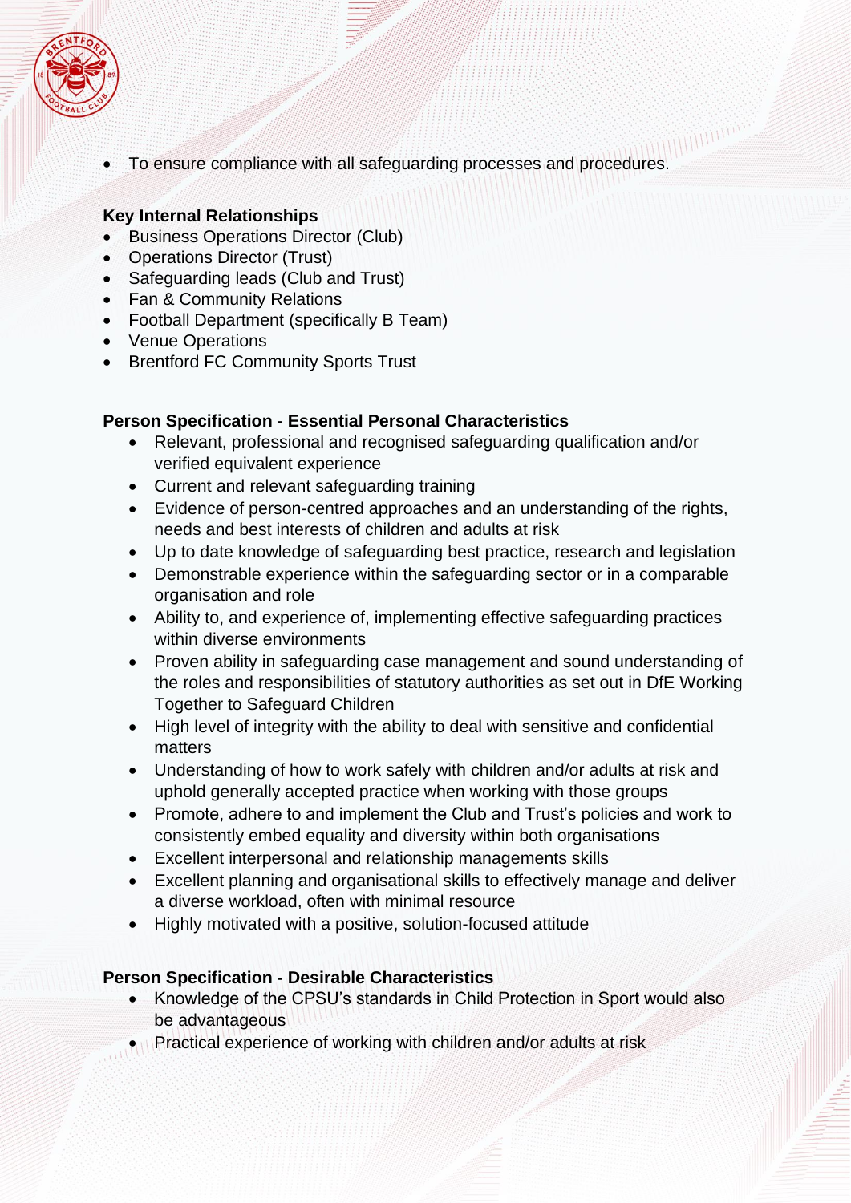- To ensure compliance with all safeguarding processes and procedures.

**Key Internal Relationships**

- Business Operations Director (Club)
- Operations Director (Trust)
- Safeguarding leads (Club and Trust)
- Fan & Community Relations
- Football Department (specifically B Team)
- Venue Operations
- Brentford FC Community Sports Trust

**Person Specification - Essential Personal Characteristics**

- Relevant, professional and recognised safeguarding qualification and/or verified equivalent experience
- Current and relevant safeguarding training
- Evidence of person-centred approaches and an understanding of the rights, needs and best interests of children and adults at risk
- Up to date knowledge of safeguarding best practice, research and legislation
- Demonstrable experience within the safeguarding sector or in a comparable organisation and role
- Ability to, and experience of, implementing effective safeguarding practices within diverse environments
- Proven ability in safeguarding case management and sound understanding of the roles and responsibilities of statutory authorities as set out in DfE Working Together to Safeguard Children
- High level of integrity with the ability to deal with sensitive and confidential matters
- Understanding of how to work safely with children and/or adults at risk and uphold generally accepted practice when working with those groups
- Promote, adhere to and implement the Club and Trust's policies and work to consistently embed equality and diversity within both organisations
- Excellent interpersonal and relationship managements skills
- Excellent planning and organisational skills to effectively manage and deliver a diverse workload, often with minimal resource
- Highly motivated with a positive, solution-focused attitude

**Person Specification - Desirable Characteristics**

- Knowledge of the CPSU's standards in Child Protection in Sport would also be advantageous
- Practical experience of working with children and/or adults at risk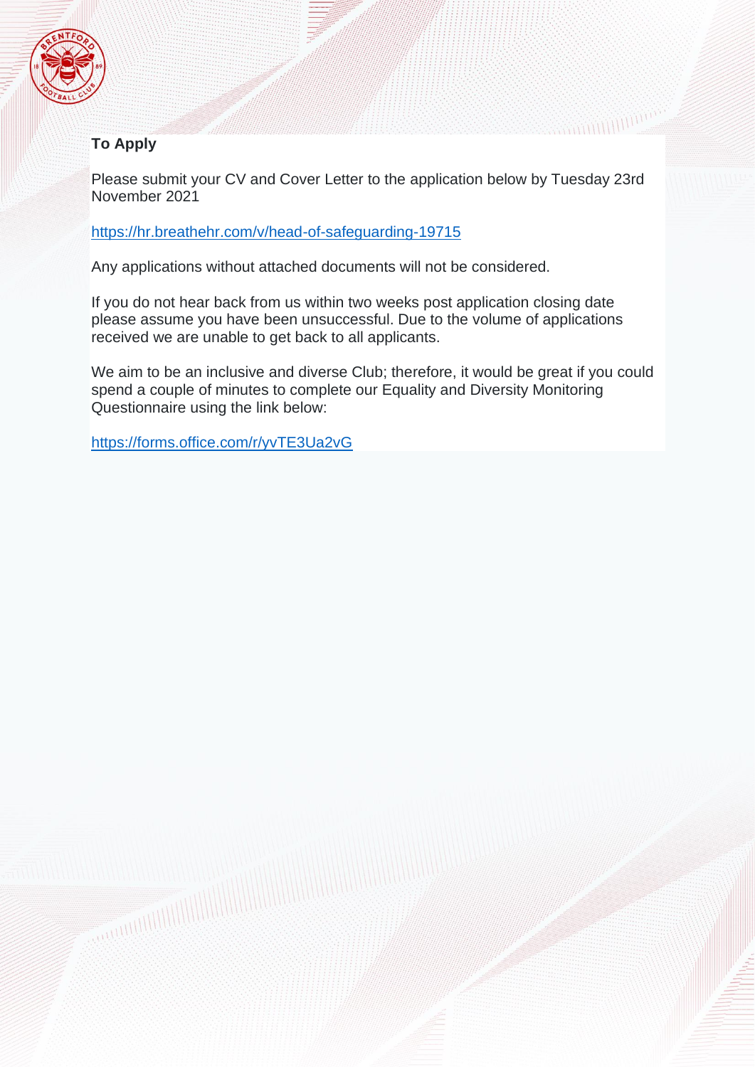**To Apply**

Please submit your CV and Cover Letter to the application below by Tuesday 23rd November 2021

https://hr.breathehr.com/v/head-of-safeguarding-19715

Any applications without attached documents will not be considered.

If you do not hear back from us within two weeks post application closing date please assume you have been unsuccessful. Due to the volume of applications received we are unable to get back to all applicants.

We aim to be an inclusive and diverse Club; therefore, it would be great if you could spend a couple of minutes to complete our Equality and Diversity Monitoring Questionnaire using the link below:

https://forms.office.com/r/yvTE3Ua2vG